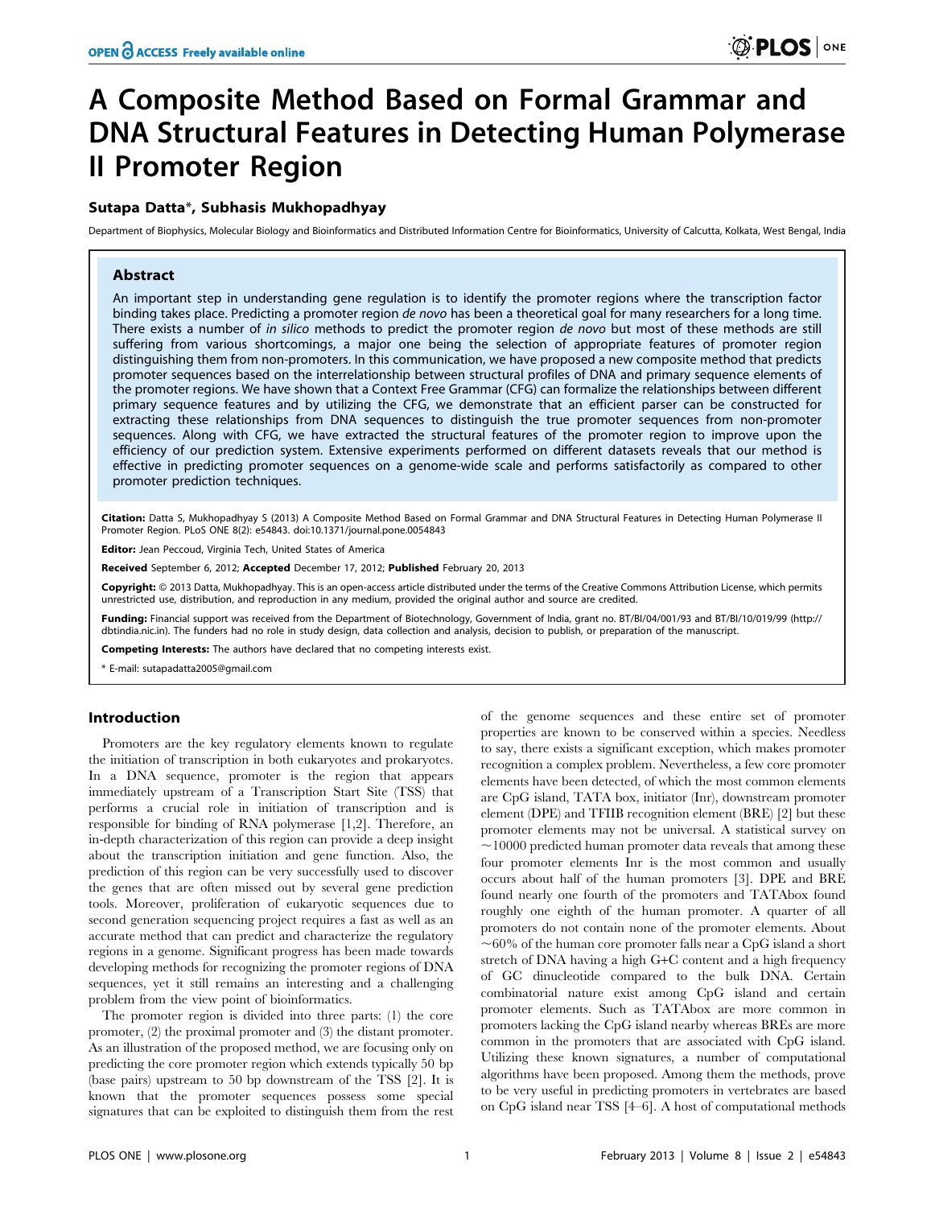# A Composite Method Based on Formal Grammar and DNA Structural Features in Detecting Human Polymerase II Promoter Region

**Sutapa Datta\*, Subhasis Mukhopadhyay**

Department of Biophysics, Molecular Biology and Bioinformatics and Distributed Information Centre for Bioinformatics, University of Calcutta, Kolkata, West Bengal, India

## Abstract

An important step in understanding gene regulation is to identify the promoter regions where the transcription factor binding takes place. Predicting a promoter region *de novo* has been a theoretical goal for many researchers for a long time. There exists a number of *in silico* methods to predict the promoter region *de novo* but most of these methods are still suffering from various shortcomings, a major one being the selection of appropriate features of promoter region distinguishing them from non-promoters. In this communication, we have proposed a new composite method that predicts promoter sequences based on the interrelationship between structural profiles of DNA and primary sequence elements of the promoter regions. We have shown that a Context Free Grammar (CFG) can formalize the relationships between different primary sequence features and by utilizing the CFG, we demonstrate that an efficient parser can be constructed for extracting these relationships from DNA sequences to distinguish the true promoter sequences from non-promoter sequences. Along with CFG, we have extracted the structural features of the promoter region to improve upon the efficiency of our prediction system. Extensive experiments performed on different datasets reveals that our method is effective in predicting promoter sequences on a genome-wide scale and performs satisfactorily as compared to other promoter prediction techniques.

**Citation:** Datta S, Mukhopadhyay S (2013) A Composite Method Based on Formal Grammar and DNA Structural Features in Detecting Human Polymerase II Promoter Region. PLoS ONE 8(2): e54843. doi:10.1371/journal.pone.0054843

**Editor:** Jean Peccoud, Virginia Tech, United States of America

**Received** September 6, 2012; **Accepted** December 17, 2012; **Published** February 20, 2013

**Copyright:** © 2013 Datta, Mukhopadhyay. This is an open-access article distributed under the terms of the Creative Commons Attribution License, which permits unrestricted use, distribution, and reproduction in any medium, provided the original author and source are credited.

**Funding:** Financial support was received from the Department of Biotechnology, Government of India, grant no. BT/BI/04/001/93 and BT/BI/10/019/99 (http://dbtindia.nic.in). The funders had no role in study design, data collection and analysis, decision to publish, or preparation of the manuscript.

**Competing Interests:** The authors have declared that no competing interests exist.

\* E-mail: sutapadatta2005@gmail.com

## Introduction

Promoters are the key regulatory elements known to regulate the initiation of transcription in both eukaryotes and prokaryotes. In a DNA sequence, promoter is the region that appears immediately upstream of a Transcription Start Site (TSS) that performs a crucial role in initiation of transcription and is responsible for binding of RNA polymerase [1,2]. Therefore, an in-depth characterization of this region can provide a deep insight about the transcription initiation and gene function. Also, the prediction of this region can be very successfully used to discover the genes that are often missed out by several gene prediction tools. Moreover, proliferation of eukaryotic sequences due to second generation sequencing project requires a fast as well as an accurate method that can predict and characterize the regulatory regions in a genome. Significant progress has been made towards developing methods for recognizing the promoter regions of DNA sequences, yet it still remains an interesting and a challenging problem from the view point of bioinformatics.

The promoter region is divided into three parts: (1) the core promoter, (2) the proximal promoter and (3) the distant promoter. As an illustration of the proposed method, we are focusing only on predicting the core promoter region which extends typically 50 bp (base pairs) upstream to 50 bp downstream of the TSS [2]. It is known that the promoter sequences possess some special signatures that can be exploited to distinguish them from the rest of the genome sequences and these entire set of promoter properties are known to be conserved within a species. Needless to say, there exists a significant exception, which makes promoter recognition a complex problem. Nevertheless, a few core promoter elements have been detected, of which the most common elements are CpG island, TATA box, initiator (Inr), downstream promoter element (DPE) and TFIIB recognition element (BRE) [2] but these promoter elements may not be universal. A statistical survey on ~10000 predicted human promoter data reveals that among these four promoter elements Inr is the most common and usually occurs about half of the human promoters [3]. DPE and BRE found nearly one fourth of the promoters and TATAbox found roughly one eighth of the human promoter. A quarter of all promoters do not contain none of the promoter elements. About ~60% of the human core promoter falls near a CpG island a short stretch of DNA having a high G+C content and a high frequency of GC dinucleotide compared to the bulk DNA. Certain combinatorial nature exist among CpG island and certain promoter elements. Such as TATAbox are more common in promoters lacking the CpG island nearby whereas BREs are more common in the promoters that are associated with CpG island. Utilizing these known signatures, a number of computational algorithms have been proposed. Among them the methods, prove to be very useful in predicting promoters in vertebrates are based on CpG island near TSS [4–6]. A host of computational methods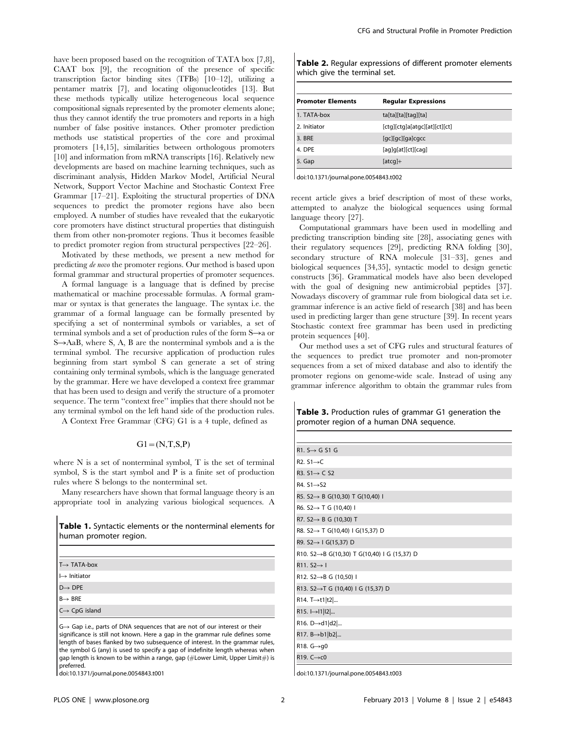have been proposed based on the recognition of TATA box [7,8], CAAT box [9], the recognition of the presence of specific transcription factor binding sites (TFBs) [10–12], utilizing a pentamer matrix [7], and locating oligonucleotides [13]. But these methods typically utilize heterogeneous local sequence compositional signals represented by the promoter elements alone; thus they cannot identify the true promoters and reports in a high number of false positive instances. Other promoter prediction methods use statistical properties of the core and proximal promoters [14,15], similarities between orthologous promoters [10] and information from mRNA transcripts [16]. Relatively new developments are based on machine learning techniques, such as discriminant analysis, Hidden Markov Model, Artificial Neural Network, Support Vector Machine and Stochastic Context Free Grammar [17–21]. Exploiting the structural properties of DNA sequences to predict the promoter regions have also been employed. A number of studies have revealed that the eukaryotic core promoters have distinct structural properties that distinguish them from other non-promoter regions. Thus it becomes feasible to predict promoter region from structural perspectives [22–26].

Motivated by these methods, we present a new method for predicting *de novo* the promoter regions. Our method is based upon formal grammar and structural properties of promoter sequences.

A formal language is a language that is defined by precise mathematical or machine processable formulas. A formal grammar or syntax is that generates the language. The syntax i.e. the grammar of a formal language can be formally presented by specifying a set of nonterminal symbols or variables, a set of terminal symbols and a set of production rules of the form S→a or S→AaB, where S, A, B are the nonterminal symbols and a is the terminal symbol. The recursive application of production rules beginning from start symbol S can generate a set of string containing only terminal symbols, which is the language generated by the grammar. Here we have developed a context free grammar that has been used to design and verify the structure of a promoter sequence. The term "context free" implies that there should not be any terminal symbol on the left hand side of the production rules.

A Context Free Grammar (CFG) G1 is a 4 tuple, defined as

$$G1 = (N,T,S,P)$$

where N is a set of nonterminal symbol, T is the set of terminal symbol, S is the start symbol and P is a finite set of production rules where S belongs to the nonterminal set.

Many researchers have shown that formal language theory is an appropriate tool in analyzing various biological sequences. A recent article gives a brief description of most of these works, attempted to analyze the biological sequences using formal language theory [27].

Computational grammars have been used in modelling and predicting transcription binding site [28], associating genes with their regulatory sequences [29], predicting RNA folding [30], secondary structure of RNA molecule [31–33], genes and biological sequences [34,35], syntactic model to design genetic constructs [36]. Grammatical models have also been developed with the goal of designing new antimicrobial peptides [37]. Nowadays discovery of grammar rule from biological data set i.e. grammar inference is an active field of research [38] and has been used in predicting larger than gene structure [39]. In recent years Stochastic context free grammar has been used in predicting protein sequences [40].

Our method uses a set of CFG rules and structural features of the sequences to predict true promoter and non-promoter sequences from a set of mixed database and also to identify the promoter regions on genome-wide scale. Instead of using any grammar inference algorithm to obtain the grammar rules from

**Table 1.** Syntactic elements or the nonterminal elements for human promoter region.

| |
|---|
| T→ TATA-box |
| I→ Initiator |
| D→ DPE |
| B→ BRE |
| C→ CpG island |

G→ Gap i.e., parts of DNA sequences that are not of our interest or their significance is still not known. Here a gap in the grammar rule defines some length of bases flanked by two subsequence of interest. In the grammar rules, the symbol G (any) is used to specify a gap of indefinite length whereas when gap length is known to be within a range, gap (#Lower Limit, Upper Limit#) is preferred.

doi:10.1371/journal.pone.0054843.t001

**Table 2.** Regular expressions of different promoter elements which give the terminal set.

| Promoter Elements | Regular Expressions |
|---|---|
| 1. TATA-box | ta[ta][ta][tag][ta] |
| 2. Initiator | [ctg][ctg]a[atgc][at][ct][ct] |
| 3. BRE | [gc][gc][ga]cgcc |
| 4. DPE | [ag]g[at][ct][cag] |
| 5. Gap | [atcg]+ |

doi:10.1371/journal.pone.0054843.t002

**Table 3.** Production rules of grammar G1 generation the promoter region of a human DNA sequence.

| |
|---|
| R1. S→ G S1 G |
| R2. S1→C |
| R3. S1→ C S2 |
| R4. S1→S2 |
| R5. S2→ B G(10,30) T G(10,40) I |
| R6. S2→ T G (10,40) I |
| R7. S2→ B G (10,30) T |
| R8. S2→ T G(10,40) I G(15,37) D |
| R9. S2→ I G(15,37) D |
| R10. S2→B G(10,30) T G(10,40) I G (15,37) D |
| R11. S2→ I |
| R12. S2→B G (10,50) I |
| R13. S2→T G (10,40) I G (15,37) D |
| R14. T→t1\|t2\|... |
| R15. I→I1\|I2\|... |
| R16. D→d1\|d2\|... |
| R17. B→b1\|b2\|... |
| R18. G→g0 |
| R19. C→c0 |

doi:10.1371/journal.pone.0054843.t003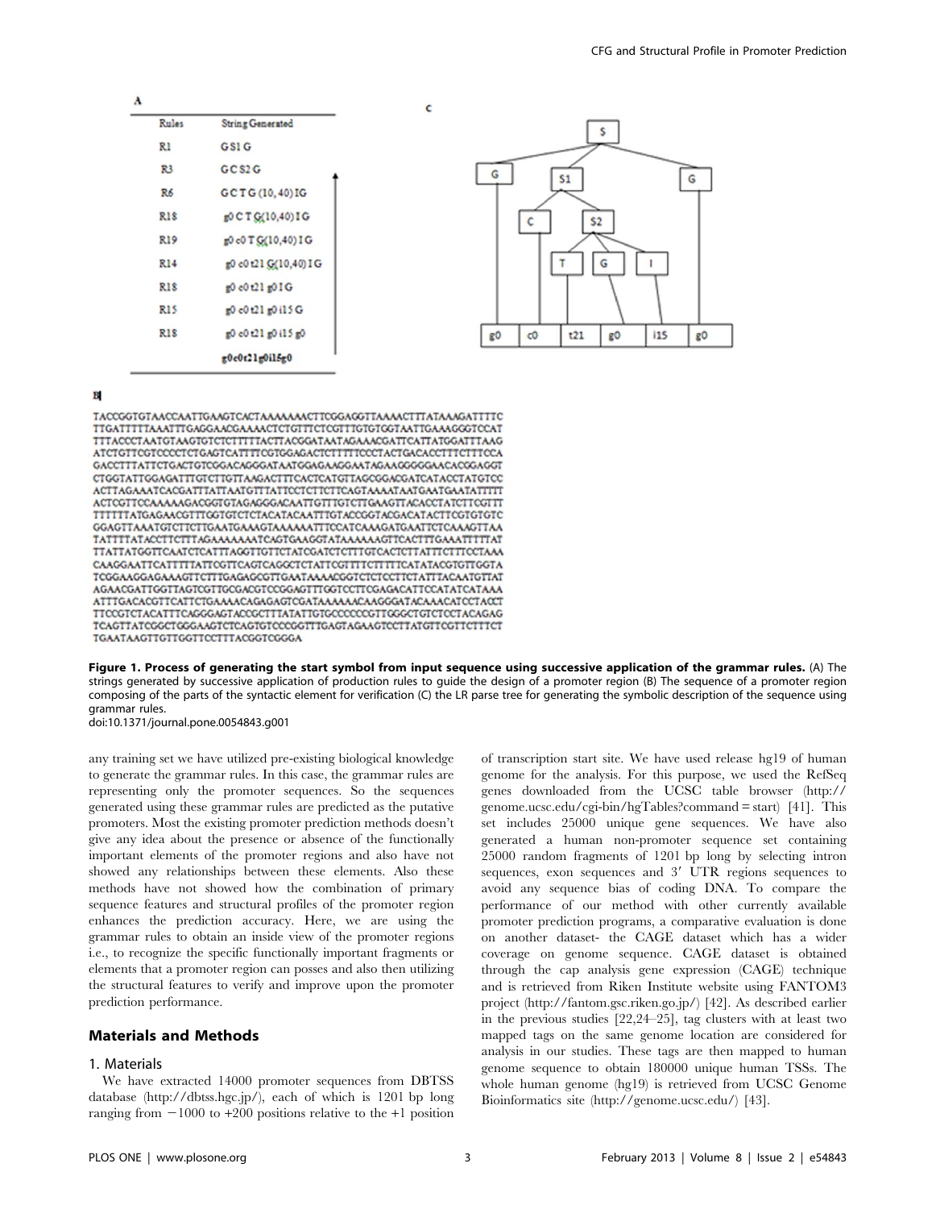**A**

| Rules | String Generated |
|---|---|
| R1 | G S1 G |
| R3 | G C S2 G |
| R6 | G C T G (10, 40) I G |
| R18 | g0 C T G(10,40) I G |
| R19 | g0 c0 T G(10,40) I G |
| R14 | g0 c0 t21 G(10,40) I G |
| R18 | g0 c0 t21 g0 I G |
| R15 | g0 c0 t21 g0 i15 G |
| R18 | g0 c0 t21 g0 i15 g0 |
| | **g0c0t21g0i15g0** |

**C**

```
                S
   G           S1              G
         C          S2
               T    G    I
g0   c0   t21   g0   i15   g0
```

**B**

```
TACCGGTGTAACCAATTGAAGTCACTAAAAAAACTTCGGAGGTTAAAACTTTATAAAGATTTTC
TTGATTTTTAAATTTGAGGAACGAAAACTCTGTTTCTCGTTTGTGTGGTAATTGAAAGGGTCCAT
TTTACCCTAATGTAAGTGTCTCTTTTTACTTACGGATAATAGAAACGATTCATTATGGATTTAAG
ATCTGTTCGTCCCCTCTGAGTCATTTTCGTGGAGACTCTTTTTCCCTACTGACACCTTTCTTTCCA
GACCTTTATTCTGACTGTCGGACAGGGATAATGGAGAAGGAATAGAAGGGGGAACACGGAGGT
CTGGTATTGGAGATTTGTCTTGTTAAGACTTTCACTCATGTTAGCGGACGATCATACCTATGTCC
ACTTAGAAATCACGATTTATTAATGTTTATTCCTCTTCTTCAGTAAAATAATGAATGAATATTTTT
ACTCGTTCCAAAAAGACGGTGTAGAGGGACAATTGTTTGTCTTGAAGTTACACCTATCTTCGTTT
TTTTTATGAGAACGTTTGGTGTCTCTACATACAATTTGTACCGGTACGACATACTTCGTGTGTC
GGAGTTAAATGTCTTCTTGAATGAAAGTAAAAAATTTCCATCAAAGATGAATTCTCAAAGTTAA
TATTTTATACCTTCTTTAGAAAAAAATCAGTGAAGGTATAAAAAAGTTCACTTTGAAATTTTTAT
TTATTATGGTTCAATCTCATTTAGGTTGTTCTATCGATCTCTTTGTCACTCTTATTTCTTTCCTAAA
CAAGGAATTCATTTTTATTCGTTCAGTCAGGCTCTATTCGTTTTCTTTTCATATACGTGTTGGTA
TCGGAAGGAGAAAGTTCTTTGAGAGCGTTGAATAAAACGGTCTCTCCTTCTATTTACAATGTTAT
AGAACGATTGGTTAGTCGTTGCGACGTCCGGAGTTTGGTCCTTCGAGACATTCCATATCATAAA
ATTTGACACGTTCATTCTGAAAACAGAGAGTCGATAAAAAACAAGGGATACAAACATCCTACCT
TTCCGTCTACATTTCAGGGAGTACCGCTTTATATTGTGCCCCCCGTTGGGCTGTCTCCTACAGAG
TCAGTTATCGGCTGGGAAGTCTCAGTGTCCCGGTTTGAGTAGAAGTCCTTATGTTCGTTCTTTCT
TGAATAAGTTGTTGGTTCCTTTACGGTCGGGA
```

**Figure 1. Process of generating the start symbol from input sequence using successive application of the grammar rules.** (A) The strings generated by successive application of production rules to guide the design of a promoter region (B) The sequence of a promoter region composing of the parts of the syntactic element for verification (C) the LR parse tree for generating the symbolic description of the sequence using grammar rules.
doi:10.1371/journal.pone.0054843.g001

any training set we have utilized pre-existing biological knowledge to generate the grammar rules. In this case, the grammar rules are representing only the promoter sequences. So the sequences generated using these grammar rules are predicted as the putative promoters. Most the existing promoter prediction methods doesn't give any idea about the presence or absence of the functionally important elements of the promoter regions and also have not showed any relationships between these elements. Also these methods have not showed how the combination of primary sequence features and structural profiles of the promoter region enhances the prediction accuracy. Here, we are using the grammar rules to obtain an inside view of the promoter regions i.e., to recognize the specific functionally important fragments or elements that a promoter region can posses and also then utilizing the structural features to verify and improve upon the promoter prediction performance.

## Materials and Methods

### 1. Materials

We have extracted 14000 promoter sequences from DBTSS database (http://dbtss.hgc.jp/), each of which is 1201 bp long ranging from −1000 to +200 positions relative to the +1 position of transcription start site. We have used release hg19 of human genome for the analysis. For this purpose, we used the RefSeq genes downloaded from the UCSC table browser (http://genome.ucsc.edu/cgi-bin/hgTables?command=start) [41]. This set includes 25000 unique gene sequences. We have also generated a human non-promoter sequence set containing 25000 random fragments of 1201 bp long by selecting intron sequences, exon sequences and 3′ UTR regions sequences to avoid any sequence bias of coding DNA. To compare the performance of our method with other currently available promoter prediction programs, a comparative evaluation is done on another dataset- the CAGE dataset which has a wider coverage on genome sequence. CAGE dataset is obtained through the cap analysis gene expression (CAGE) technique and is retrieved from Riken Institute website using FANTOM3 project (http://fantom.gsc.riken.go.jp/) [42]. As described earlier in the previous studies [22,24–25], tag clusters with at least two mapped tags on the same genome location are considered for analysis in our studies. These tags are then mapped to human genome sequence to obtain 180000 unique human TSSs. The whole human genome (hg19) is retrieved from UCSC Genome Bioinformatics site (http://genome.ucsc.edu/) [43].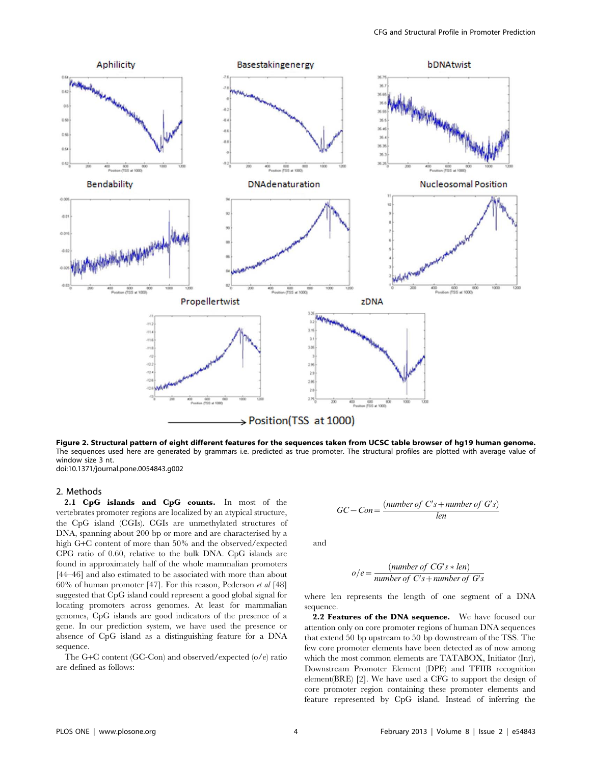**Figure 2. Structural pattern of eight different features for the sequences taken from UCSC table browser of hg19 human genome.** The sequences used here are generated by grammars i.e. predicted as true promoter. The structural profiles are plotted with average value of window size 3 nt.
doi:10.1371/journal.pone.0054843.g002

## 2. Methods

**2.1 CpG islands and CpG counts.** In most of the vertebrates promoter regions are localized by an atypical structure, the CpG island (CGIs). CGIs are unmethylated structures of DNA, spanning about 200 bp or more and are characterised by a high G+C content of more than 50% and the observed/expected CPG ratio of 0.60, relative to the bulk DNA. CpG islands are found in approximately half of the whole mammalian promoters [44–46] and also estimated to be associated with more than about 60% of human promoter [47]. For this reason, Pederson *et al* [48] suggested that CpG island could represent a good global signal for locating promoters across genomes. At least for mammalian genomes, CpG islands are good indicators of the presence of a gene. In our prediction system, we have used the presence or absence of CpG island as a distinguishing feature for a DNA sequence.

The G+C content (GC-Con) and observed/expected (o/e) ratio are defined as follows:

$$GC-Con = \frac{(number\ of\ C's + number\ of\ G's)}{len}$$

and

$$o/e = \frac{(number\ of\ CG's * len)}{number\ of\ C's + number\ of\ G's}$$

where len represents the length of one segment of a DNA sequence.

**2.2 Features of the DNA sequence.** We have focused our attention only on core promoter regions of human DNA sequences that extend 50 bp upstream to 50 bp downstream of the TSS. The few core promoter elements have been detected as of now among which the most common elements are TATABOX, Initiator (Inr), Downstream Promoter Element (DPE) and TFIIB recognition element(BRE) [2]. We have used a CFG to support the design of core promoter region containing these promoter elements and feature represented by CpG island. Instead of inferring the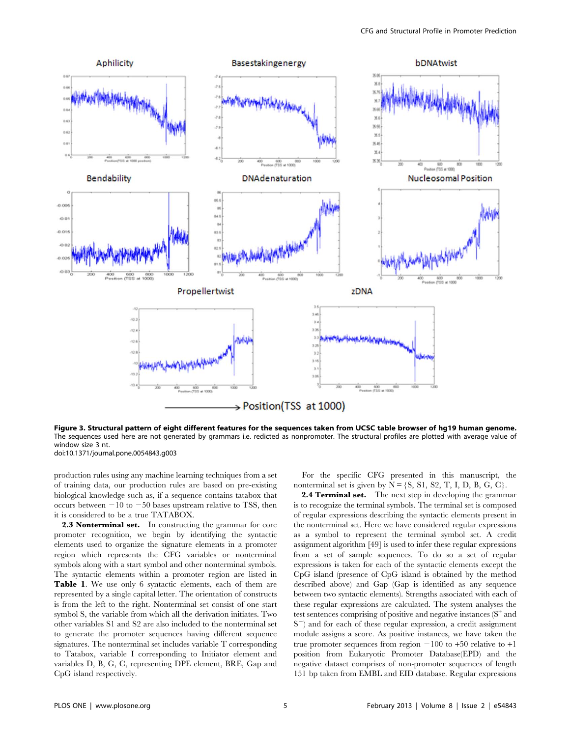**Figure 3. Structural pattern of eight different features for the sequences taken from UCSC table browser of hg19 human genome.** The sequences used here are not generated by grammars i.e. redicted as nonpromoter. The structural profiles are plotted with average value of window size 3 nt.
doi:10.1371/journal.pone.0054843.g003

production rules using any machine learning techniques from a set of training data, our production rules are based on pre-existing biological knowledge such as, if a sequence contains tatabox that occurs between −10 to −50 bases upstream relative to TSS, then it is considered to be a true TATABOX.

**2.3 Nonterminal set.** In constructing the grammar for core promoter recognition, we begin by identifying the syntactic elements used to organize the signature elements in a promoter region which represents the CFG variables or nonterminal symbols along with a start symbol and other nonterminal symbols. The syntactic elements within a promoter region are listed in **Table 1**. We use only 6 syntactic elements, each of them are represented by a single capital letter. The orientation of constructs is from the left to the right. Nonterminal set consist of one start symbol S, the variable from which all the derivation initiates. Two other variables S1 and S2 are also included to the nonterminal set to generate the promoter sequences having different sequence signatures. The nonterminal set includes variable T corresponding to Tatabox, variable I corresponding to Initiator element and variables D, B, G, C, representing DPE element, BRE, Gap and CpG island respectively.

For the specific CFG presented in this manuscript, the nonterminal set is given by N = {S, S1, S2, T, I, D, B, G, C}.

**2.4 Terminal set.** The next step in developing the grammar is to recognize the terminal symbols. The terminal set is composed of regular expressions describing the syntactic elements present in the nonterminal set. Here we have considered regular expressions as a symbol to represent the terminal symbol set. A credit assignment algorithm [49] is used to infer these regular expressions from a set of sample sequences. To do so a set of regular expressions is taken for each of the syntactic elements except the CpG island (presence of CpG island is obtained by the method described above) and Gap (Gap is identified as any sequence between two syntactic elements). Strengths associated with each of these regular expressions are calculated. The system analyses the test sentences comprising of positive and negative instances ($S^+$ and $S^-$) and for each of these regular expression, a credit assignment module assigns a score. As positive instances, we have taken the true promoter sequences from region −100 to +50 relative to +1 position from Eukaryotic Promoter Database(EPD) and the negative dataset comprises of non-promoter sequences of length 151 bp taken from EMBL and EID database. Regular expressions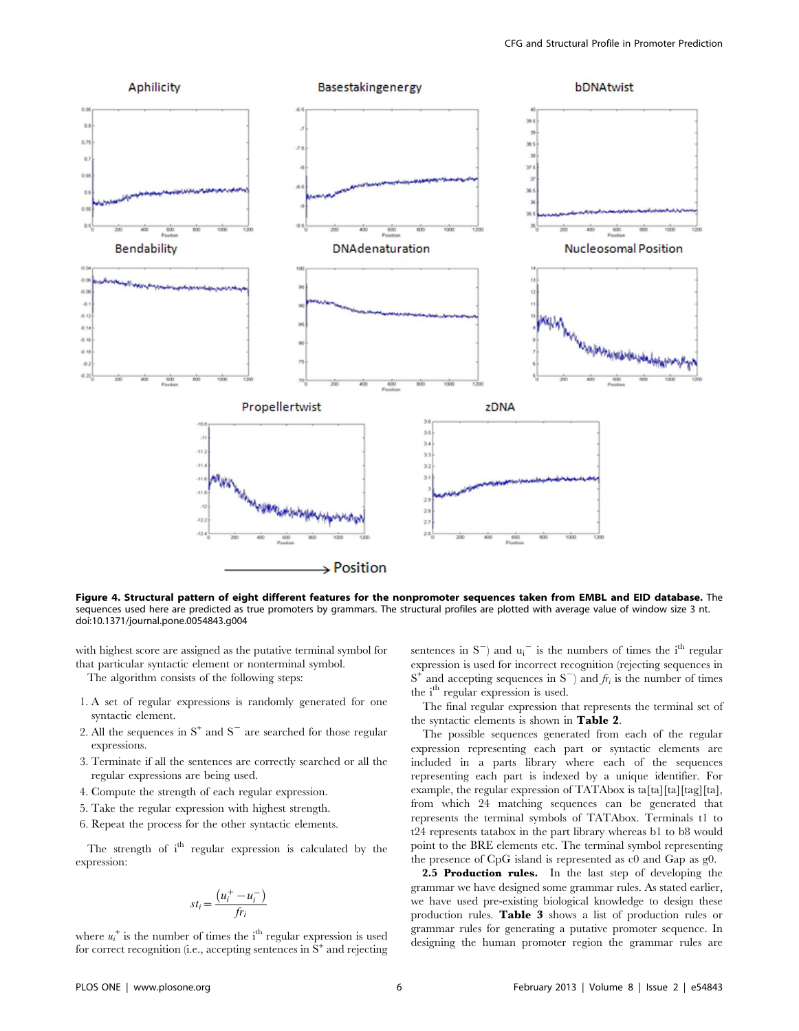**Figure 4. Structural pattern of eight different features for the nonpromoter sequences taken from EMBL and EID database.** The sequences used here are predicted as true promoters by grammars. The structural profiles are plotted with average value of window size 3 nt.
doi:10.1371/journal.pone.0054843.g004

with highest score are assigned as the putative terminal symbol for that particular syntactic element or nonterminal symbol.

The algorithm consists of the following steps:

1. A set of regular expressions is randomly generated for one syntactic element.
2. All the sequences in $S^+$ and $S^-$ are searched for those regular expressions.
3. Terminate if all the sentences are correctly searched or all the regular expressions are being used.
4. Compute the strength of each regular expression.
5. Take the regular expression with highest strength.
6. Repeat the process for the other syntactic elements.

The strength of $i^{th}$ regular expression is calculated by the expression:

$$st_i = \frac{\left(u_i^+ - u_i^-\right)}{fr_i}$$

where $u_i^+$ is the number of times the $i^{th}$ regular expression is used for correct recognition (i.e., accepting sentences in $S^+$ and rejecting sentences in $S^-$) and $u_i^-$ is the numbers of times the $i^{th}$ regular expression is used for incorrect recognition (rejecting sequences in $S^+$ and accepting sequences in $S^-$) and $fr_i$ is the number of times the $i^{th}$ regular expression is used.

The final regular expression that represents the terminal set of the syntactic elements is shown in **Table 2**.

The possible sequences generated from each of the regular expression representing each part or syntactic elements are included in a parts library where each of the sequences representing each part is indexed by a unique identifier. For example, the regular expression of TATAbox is ta[ta][ta][tag][ta], from which 24 matching sequences can be generated that represents the terminal symbols of TATAbox. Terminals t1 to t24 represents tatabox in the part library whereas b1 to b8 would point to the BRE elements etc. The terminal symbol representing the presence of CpG island is represented as c0 and Gap as g0.

**2.5 Production rules.** In the last step of developing the grammar we have designed some grammar rules. As stated earlier, we have used pre-existing biological knowledge to design these production rules. **Table 3** shows a list of production rules or grammar rules for generating a putative promoter sequence. In designing the human promoter region the grammar rules are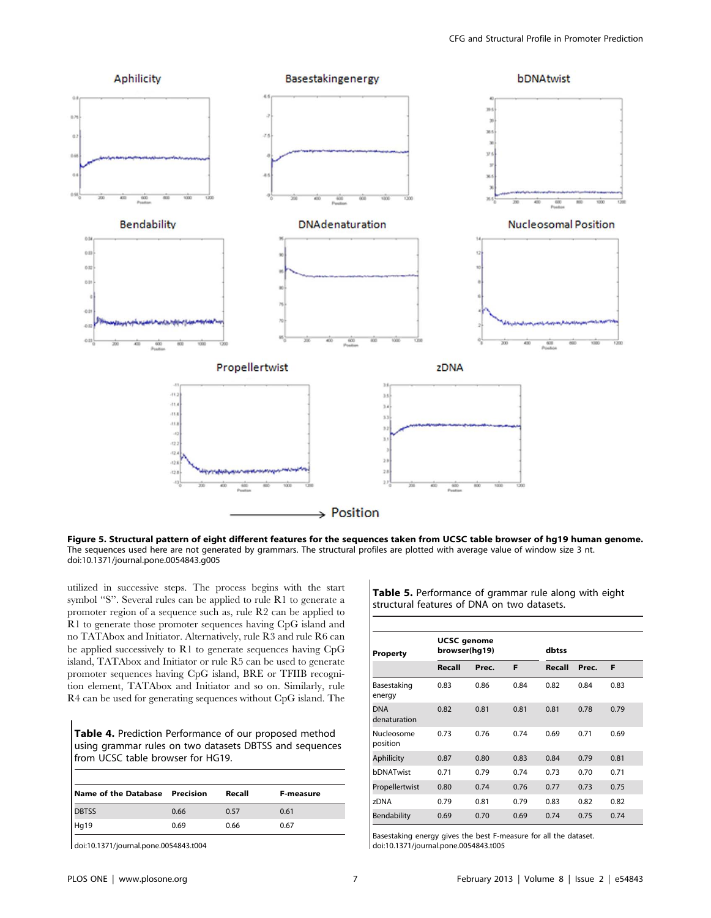**Figure 5. Structural pattern of eight different features for the sequences taken from UCSC table browser of hg19 human genome.** The sequences used here are not generated by grammars. The structural profiles are plotted with average value of window size 3 nt.
doi:10.1371/journal.pone.0054843.g005

utilized in successive steps. The process begins with the start symbol "S". Several rules can be applied to rule R1 to generate a promoter region of a sequence such as, rule R2 can be applied to R1 to generate those promoter sequences having CpG island and no TATAbox and Initiator. Alternatively, rule R3 and rule R6 can be applied successively to R1 to generate sequences having CpG island, TATAbox and Initiator or rule R5 can be used to generate promoter sequences having CpG island, BRE or TFIIB recognition element, TATAbox and Initiator and so on. Similarly, rule R4 can be used for generating sequences without CpG island. The

**Table 4.** Prediction Performance of our proposed method using grammar rules on two datasets DBTSS and sequences from UCSC table browser for HG19.

| Name of the Database | Precision | Recall | F-measure |
|---|---|---|---|
| DBTSS | 0.66 | 0.57 | 0.61 |
| Hg19 | 0.69 | 0.66 | 0.67 |

doi:10.1371/journal.pone.0054843.t004

**Table 5.** Performance of grammar rule along with eight structural features of DNA on two datasets.

| Property | UCSC genome browser(hg19) | | | dbtss | | |
|---|---|---|---|---|---|---|
| | Recall | Prec. | F | Recall | Prec. | F |
| Basestaking energy | 0.83 | 0.86 | 0.84 | 0.82 | 0.84 | 0.83 |
| DNA denaturation | 0.82 | 0.81 | 0.81 | 0.81 | 0.78 | 0.79 |
| Nucleosome position | 0.73 | 0.76 | 0.74 | 0.69 | 0.71 | 0.69 |
| Aphilicity | 0.87 | 0.80 | 0.83 | 0.84 | 0.79 | 0.81 |
| bDNATwist | 0.71 | 0.79 | 0.74 | 0.73 | 0.70 | 0.71 |
| Propellertwist | 0.80 | 0.74 | 0.76 | 0.77 | 0.73 | 0.75 |
| zDNA | 0.79 | 0.81 | 0.79 | 0.83 | 0.82 | 0.82 |
| Bendability | 0.69 | 0.70 | 0.69 | 0.74 | 0.75 | 0.74 |

Basestaking energy gives the best F-measure for all the dataset.
doi:10.1371/journal.pone.0054843.t005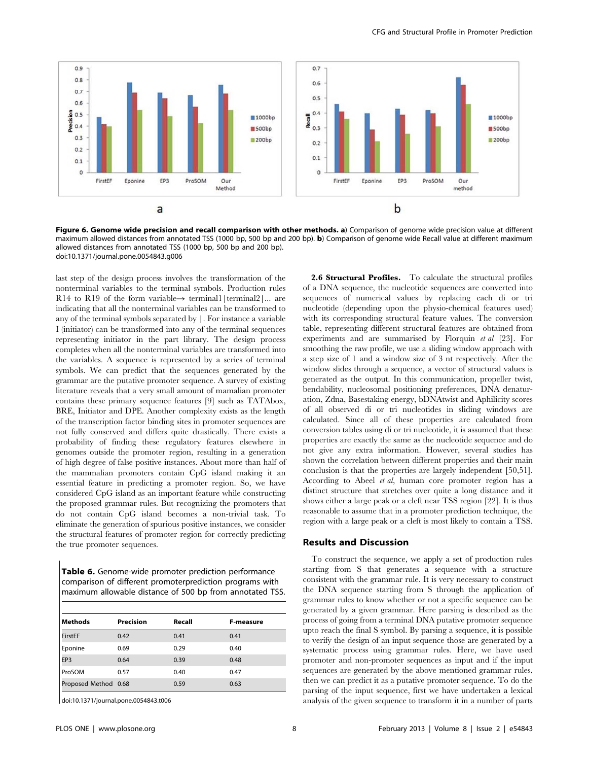Figure 6. Genome wide precision and recall comparison with other methods. a) Comparison of genome wide precision value at different maximum allowed distances from annotated TSS (1000 bp, 500 bp and 200 bp). b) Comparison of genome wide Recall value at different maximum allowed distances from annotated TSS (1000 bp, 500 bp and 200 bp).
doi:10.1371/journal.pone.0054843.g006

last step of the design process involves the transformation of the nonterminal variables to the terminal symbols. Production rules R14 to R19 of the form variable→ terminal1|terminal2|... are indicating that all the nonterminal variables can be transformed to any of the terminal symbols separated by |. For instance a variable I (initiator) can be transformed into any of the terminal sequences representing initiator in the part library. The design process completes when all the nonterminal variables are transformed into the variables. A sequence is represented by a series of terminal symbols. We can predict that the sequences generated by the grammar are the putative promoter sequence. A survey of existing literature reveals that a very small amount of mamalian promoter contains these primary sequence features [9] such as TATAbox, BRE, Initiator and DPE. Another complexity exists as the length of the transcription factor binding sites in promoter sequences are not fully conserved and differs quite drastically. There exists a probability of finding these regulatory features elsewhere in genomes outside the promoter region, resulting in a generation of high degree of false positive instances. About more than half of the mammalian promoters contain CpG island making it an essential feature in predicting a promoter region. So, we have considered CpG island as an important feature while constructing the proposed grammar rules. But recognizing the promoters that do not contain CpG island becomes a non-trivial task. To eliminate the generation of spurious positive instances, we consider the structural features of promoter region for correctly predicting the true promoter sequences.

**Table 6.** Genome-wide promoter prediction performance comparison of different promoterprediction programs with maximum allowable distance of 500 bp from annotated TSS.

| Methods | Precision | Recall | F-measure |
|---|---|---|---|
| FirstEF | 0.42 | 0.41 | 0.41 |
| Eponine | 0.69 | 0.29 | 0.40 |
| EP3 | 0.64 | 0.39 | 0.48 |
| ProSOM | 0.57 | 0.40 | 0.47 |
| Proposed Method | 0.68 | 0.59 | 0.63 |

doi:10.1371/journal.pone.0054843.t006

**2.6 Structural Profiles.** To calculate the structural profiles of a DNA sequence, the nucleotide sequences are converted into sequences of numerical values by replacing each di or tri nucleotide (depending upon the physio-chemical features used) with its corresponding structural feature values. The conversion table, representing different structural features are obtained from experiments and are summarised by Florquin *et al* [23]. For smoothing the raw profile, we use a sliding window approach with a step size of 1 and a window size of 3 nt respectively. After the window slides through a sequence, a vector of structural values is generated as the output. In this communication, propeller twist, bendability, nucleosomal positioning preferences, DNA denaturation, Zdna, Basestaking energy, bDNAtwist and Aphilicity scores of all observed di or tri nucleotides in sliding windows are calculated. Since all of these properties are calculated from conversion tables using di or tri nucleotide, it is assumed that these properties are exactly the same as the nucleotide sequence and do not give any extra information. However, several studies has shown the correlation between different properties and their main conclusion is that the properties are largely independent [50,51]. According to Abeel *et al*, human core promoter region has a distinct structure that stretches over quite a long distance and it shows either a large peak or a cleft near TSS region [22]. It is thus reasonable to assume that in a promoter prediction technique, the region with a large peak or a cleft is most likely to contain a TSS.

## Results and Discussion

To construct the sequence, we apply a set of production rules starting from S that generates a sequence with a structure consistent with the grammar rule. It is very necessary to construct the DNA sequence starting from S through the application of grammar rules to know whether or not a specific sequence can be generated by a given grammar. Here parsing is described as the process of going from a terminal DNA putative promoter sequence upto reach the final S symbol. By parsing a sequence, it is possible to verify the design of an input sequence those are generated by a systematic process using grammar rules. Here, we have used promoter and non-promoter sequences as input and if the input sequences are generated by the above mentioned grammar rules, then we can predict it as a putative promoter sequence. To do the parsing of the input sequence, first we have undertaken a lexical analysis of the given sequence to transform it in a number of parts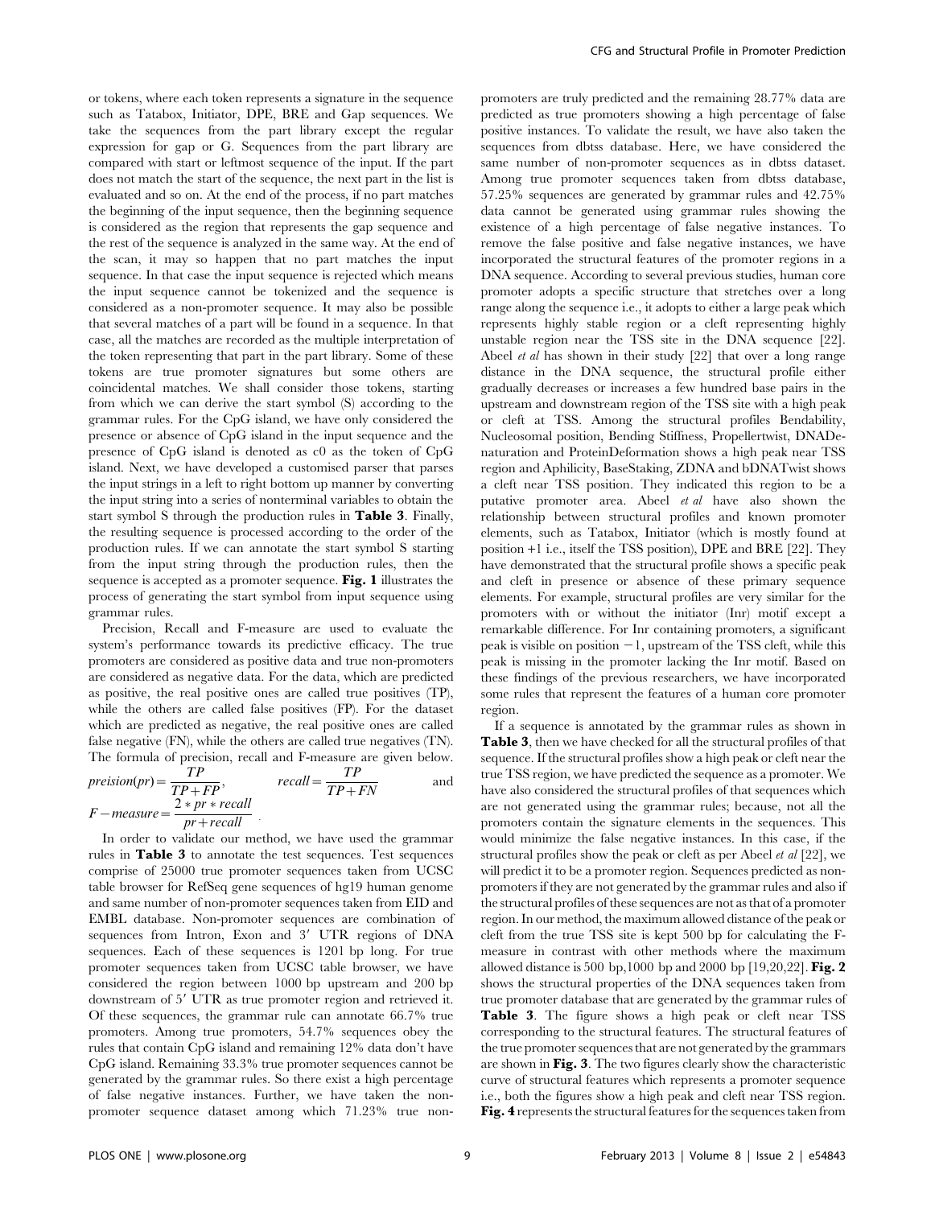or tokens, where each token represents a signature in the sequence such as Tatabox, Initiator, DPE, BRE and Gap sequences. We take the sequences from the part library except the regular expression for gap or G. Sequences from the part library are compared with start or leftmost sequence of the input. If the part does not match the start of the sequence, the next part in the list is evaluated and so on. At the end of the process, if no part matches the beginning of the input sequence, then the beginning sequence is considered as the region that represents the gap sequence and the rest of the sequence is analyzed in the same way. At the end of the scan, it may so happen that no part matches the input sequence. In that case the input sequence is rejected which means the input sequence cannot be tokenized and the sequence is considered as a non-promoter sequence. It may also be possible that several matches of a part will be found in a sequence. In that case, all the matches are recorded as the multiple interpretation of the token representing that part in the part library. Some of these tokens are true promoter signatures but some others are coincidental matches. We shall consider those tokens, starting from which we can derive the start symbol (S) according to the grammar rules. For the CpG island, we have only considered the presence or absence of CpG island in the input sequence and the presence of CpG island is denoted as c0 as the token of CpG island. Next, we have developed a customised parser that parses the input strings in a left to right bottom up manner by converting the input string into a series of nonterminal variables to obtain the start symbol S through the production rules in **Table 3**. Finally, the resulting sequence is processed according to the order of the production rules. If we can annotate the start symbol S starting from the input string through the production rules, then the sequence is accepted as a promoter sequence. **Fig. 1** illustrates the process of generating the start symbol from input sequence using grammar rules.

Precision, Recall and F-measure are used to evaluate the system's performance towards its predictive efficacy. The true promoters are considered as positive data and true non-promoters are considered as negative data. For the data, which are predicted as positive, the real positive ones are called true positives (TP), while the others are called false positives (FP). For the dataset which are predicted as negative, the real positive ones are called false negative (FN), while the others are called true negatives (TN). The formula of precision, recall and F-measure are given below.

$$preision(pr) = \frac{TP}{TP+FP}, \qquad recall = \frac{TP}{TP+FN} \qquad \text{and}$$

$$F-measure = \frac{2 * pr * recall}{pr + recall}.$$

In order to validate our method, we have used the grammar rules in **Table 3** to annotate the test sequences. Test sequences comprise of 25000 true promoter sequences taken from UCSC table browser for RefSeq gene sequences of hg19 human genome and same number of non-promoter sequences taken from EID and EMBL database. Non-promoter sequences are combination of sequences from Intron, Exon and 3′ UTR regions of DNA sequences. Each of these sequences is 1201 bp long. For true promoter sequences taken from UCSC table browser, we have considered the region between 1000 bp upstream and 200 bp downstream of 5′ UTR as true promoter region and retrieved it. Of these sequences, the grammar rule can annotate 66.7% true promoters. Among true promoters, 54.7% sequences obey the rules that contain CpG island and remaining 12% data don't have CpG island. Remaining 33.3% true promoter sequences cannot be generated by the grammar rules. So there exist a high percentage of false negative instances. Further, we have taken the non-promoter sequence dataset among which 71.23% true non-promoters are truly predicted and the remaining 28.77% data are predicted as true promoters showing a high percentage of false positive instances. To validate the result, we have also taken the sequences from dbtss database. Here, we have considered the same number of non-promoter sequences as in dbtss dataset. Among true promoter sequences taken from dbtss database, 57.25% sequences are generated by grammar rules and 42.75% data cannot be generated using grammar rules showing the existence of a high percentage of false negative instances. To remove the false positive and false negative instances, we have incorporated the structural features of the promoter regions in a DNA sequence. According to several previous studies, human core promoter adopts a specific structure that stretches over a long range along the sequence i.e., it adopts to either a large peak which represents highly stable region or a cleft representing highly unstable region near the TSS site in the DNA sequence [22]. Abeel *et al* has shown in their study [22] that over a long range distance in the DNA sequence, the structural profile either gradually decreases or increases a few hundred base pairs in the upstream and downstream region of the TSS site with a high peak or cleft at TSS. Among the structural profiles Bendability, Nucleosomal position, Bending Stiffness, Propellertwist, DNADenaturation and ProteinDeformation shows a high peak near TSS region and Aphilicity, BaseStaking, ZDNA and bDNATwist shows a cleft near TSS position. They indicated this region to be a putative promoter area. Abeel *et al* have also shown the relationship between structural profiles and known promoter elements, such as Tatabox, Initiator (which is mostly found at position +1 i.e., itself the TSS position), DPE and BRE [22]. They have demonstrated that the structural profile shows a specific peak and cleft in presence or absence of these primary sequence elements. For example, structural profiles are very similar for the promoters with or without the initiator (Inr) motif except a remarkable difference. For Inr containing promoters, a significant peak is visible on position −1, upstream of the TSS cleft, while this peak is missing in the promoter lacking the Inr motif. Based on these findings of the previous researchers, we have incorporated some rules that represent the features of a human core promoter region.

If a sequence is annotated by the grammar rules as shown in **Table 3**, then we have checked for all the structural profiles of that sequence. If the structural profiles show a high peak or cleft near the true TSS region, we have predicted the sequence as a promoter. We have also considered the structural profiles of that sequences which are not generated using the grammar rules; because, not all the promoters contain the signature elements in the sequences. This would minimize the false negative instances. In this case, if the structural profiles show the peak or cleft as per Abeel *et al* [22], we will predict it to be a promoter region. Sequences predicted as non-promoters if they are not generated by the grammar rules and also if the structural profiles of these sequences are not as that of a promoter region. In our method, the maximum allowed distance of the peak or cleft from the true TSS site is kept 500 bp for calculating the F-measure in contrast with other methods where the maximum allowed distance is 500 bp,1000 bp and 2000 bp [19,20,22]. **Fig. 2** shows the structural properties of the DNA sequences taken from true promoter database that are generated by the grammar rules of **Table 3**. The figure shows a high peak or cleft near TSS corresponding to the structural features. The structural features of the true promoter sequences that are not generated by the grammars are shown in **Fig. 3**. The two figures clearly show the characteristic curve of structural features which represents a promoter sequence i.e., both the figures show a high peak and cleft near TSS region. **Fig. 4** represents the structural features for the sequences taken from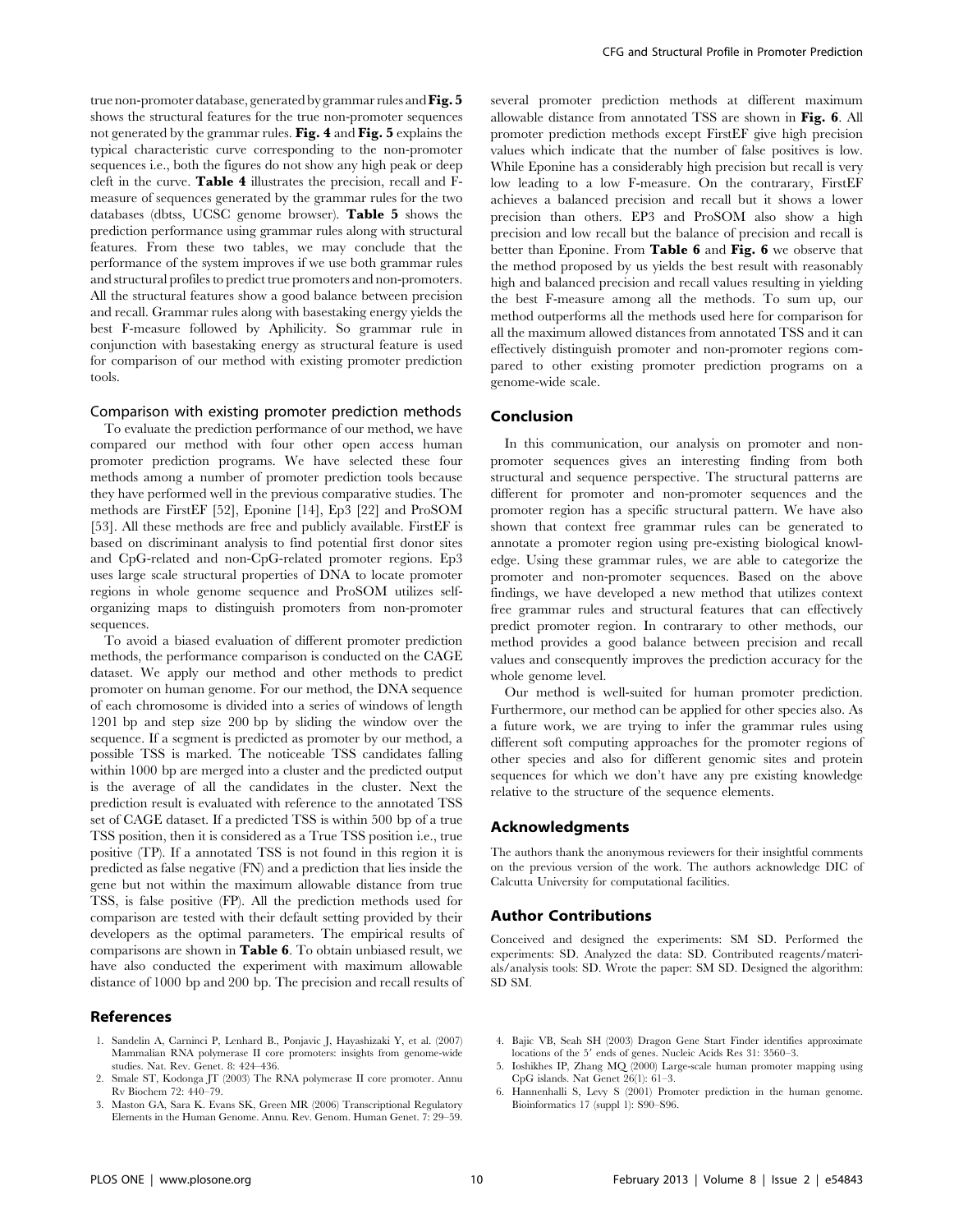true non-promoter database, generated by grammar rules and **Fig. 5** shows the structural features for the true non-promoter sequences not generated by the grammar rules. **Fig. 4** and **Fig. 5** explains the typical characteristic curve corresponding to the non-promoter sequences i.e., both the figures do not show any high peak or deep cleft in the curve. **Table 4** illustrates the precision, recall and F-measure of sequences generated by the grammar rules for the two databases (dbtss, UCSC genome browser). **Table 5** shows the prediction performance using grammar rules along with structural features. From these two tables, we may conclude that the performance of the system improves if we use both grammar rules and structural profiles to predict true promoters and non-promoters. All the structural features show a good balance between precision and recall. Grammar rules along with basestaking energy yields the best F-measure followed by Aphilicity. So grammar rule in conjunction with basestaking energy as structural feature is used for comparison of our method with existing promoter prediction tools.

### Comparison with existing promoter prediction methods

To evaluate the prediction performance of our method, we have compared our method with four other open access human promoter prediction programs. We have selected these four methods among a number of promoter prediction tools because they have performed well in the previous comparative studies. The methods are FirstEF [52], Eponine [14], Ep3 [22] and ProSOM [53]. All these methods are free and publicly available. FirstEF is based on discriminant analysis to find potential first donor sites and CpG-related and non-CpG-related promoter regions. Ep3 uses large scale structural properties of DNA to locate promoter regions in whole genome sequence and ProSOM utilizes self-organizing maps to distinguish promoters from non-promoter sequences.

To avoid a biased evaluation of different promoter prediction methods, the performance comparison is conducted on the CAGE dataset. We apply our method and other methods to predict promoter on human genome. For our method, the DNA sequence of each chromosome is divided into a series of windows of length 1201 bp and step size 200 bp by sliding the window over the sequence. If a segment is predicted as promoter by our method, a possible TSS is marked. The noticeable TSS candidates falling within 1000 bp are merged into a cluster and the predicted output is the average of all the candidates in the cluster. Next the prediction result is evaluated with reference to the annotated TSS set of CAGE dataset. If a predicted TSS is within 500 bp of a true TSS position, then it is considered as a True TSS position i.e., true positive (TP). If a annotated TSS is not found in this region it is predicted as false negative (FN) and a prediction that lies inside the gene but not within the maximum allowable distance from true TSS, is false positive (FP). All the prediction methods used for comparison are tested with their default setting provided by their developers as the optimal parameters. The empirical results of comparisons are shown in **Table 6**. To obtain unbiased result, we have also conducted the experiment with maximum allowable distance of 1000 bp and 200 bp. The precision and recall results of several promoter prediction methods at different maximum allowable distance from annotated TSS are shown in **Fig. 6**. All promoter prediction methods except FirstEF give high precision values which indicate that the number of false positives is low. While Eponine has a considerably high precision but recall is very low leading to a low F-measure. On the contrarary, FirstEF achieves a balanced precision and recall but it shows a lower precision than others. EP3 and ProSOM also show a high precision and low recall but the balance of precision and recall is better than Eponine. From **Table 6** and **Fig. 6** we observe that the method proposed by us yields the best result with reasonably high and balanced precision and recall values resulting in yielding the best F-measure among all the methods. To sum up, our method outperforms all the methods used here for comparison for all the maximum allowed distances from annotated TSS and it can effectively distinguish promoter and non-promoter regions compared to other existing promoter prediction programs on a genome-wide scale.

## Conclusion

In this communication, our analysis on promoter and non-promoter sequences gives an interesting finding from both structural and sequence perspective. The structural patterns are different for promoter and non-promoter sequences and the promoter region has a specific structural pattern. We have also shown that context free grammar rules can be generated to annotate a promoter region using pre-existing biological knowledge. Using these grammar rules, we are able to categorize the promoter and non-promoter sequences. Based on the above findings, we have developed a new method that utilizes context free grammar rules and structural features that can effectively predict promoter region. In contrarary to other methods, our method provides a good balance between precision and recall values and consequently improves the prediction accuracy for the whole genome level.

Our method is well-suited for human promoter prediction. Furthermore, our method can be applied for other species also. As a future work, we are trying to infer the grammar rules using different soft computing approaches for the promoter regions of other species and also for different genomic sites and protein sequences for which we don't have any pre existing knowledge relative to the structure of the sequence elements.

## Acknowledgments

The authors thank the anonymous reviewers for their insightful comments on the previous version of the work. The authors acknowledge DIC of Calcutta University for computational facilities.

## Author Contributions

Conceived and designed the experiments: SM SD. Performed the experiments: SD. Analyzed the data: SD. Contributed reagents/materials/analysis tools: SD. Wrote the paper: SM SD. Designed the algorithm: SD SM.

## References

1. Sandelin A, Carninci P, Lenhard B., Ponjavic J, Hayashizaki Y, et al. (2007) Mammalian RNA polymerase II core promoters: insights from genome-wide studies. Nat. Rev. Genet. 8: 424–436.
2. Smale ST, Kodonga JT (2003) The RNA polymerase II core promoter. Annu Rv Biochem 72: 440–79.
3. Maston GA, Sara K. Evans SK, Green MR (2006) Transcriptional Regulatory Elements in the Human Genome. Annu. Rev. Genom. Human Genet. 7: 29–59.
4. Bajic VB, Seah SH (2003) Dragon Gene Start Finder identifies approximate locations of the 5′ ends of genes. Nucleic Acids Res 31: 3560–3.
5. Ioshikhes IP, Zhang MQ (2000) Large-scale human promoter mapping using CpG islands. Nat Genet 26(1): 61–3.
6. Hannenhalli S, Levy S (2001) Promoter prediction in the human genome. Bioinformatics 17 (suppl 1): S90–S96.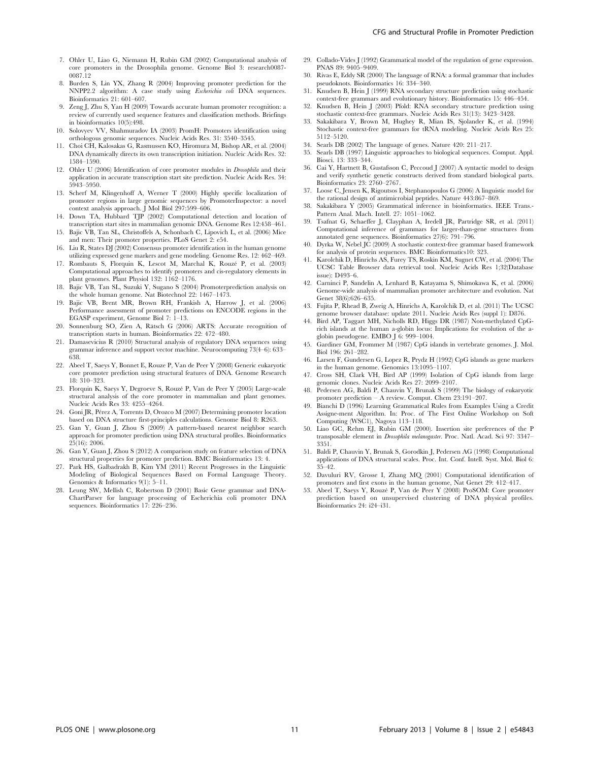7. Ohler U, Liao G, Niemann H, Rubin GM (2002) Computational analysis of core promoters in the Drosophila genome. Genome Biol 3: research0087-0087.12
8. Burden S, Lin YX, Zhang R (2004) Improving promoter prediction for the NNPP2.2 algorithm: A case study using *Escherichia coli* DNA sequences. Bioinformatics 21: 601–607.
9. Zeng J, Zhu S, Yan H (2009) Towards accurate human promoter recognition: a review of currently used sequence features and classification methods. Briefings in bioinformatics 10(5):498.
10. Solovyev VV, Shahmuradov IA (2003) PromH: Promoters identification using orthologous genomic sequences. Nucleic Acids Res. 31: 3540–3545.
11. Choi CH, Kalosakas G, Rasmussen KO, Hiromura M, Bishop AR, et al. (2004) DNA dynamically directs its own transcription initiation. Nucleic Acids Res. 32: 1584–1590.
12. Ohler U (2006) Identification of core promoter modules in *Drosophila* and their application in accurate transcription start site prediction. Nucleic Acids Res. 34: 5943–5950.
13. Scherf M, Klingenhoff A, Werner T (2000) Highly specific localization of promoter regions in large genomic sequences by PromoterInspector: a novel context analysis approach. J Mol Biol 297:599–606.
14. Down TA, Hubbard TJP (2002) Computational detection and location of transcription start sites in mammalian genomic DNA. Genome Res 12:458–461.
15. Bajic VB, Tan SL, Christoffels A, Schonbach C, Lipovich L, et al. (2006) Mice and men: Their promoter properties. PLoS Genet 2: e54.
16. Liu R, States DJ (2002) Consensus promoter identification in the human genome utilizing expressed gene markers and gene modeling. Genome Res. 12: 462–469.
17. Rombauts S, Florquin K, Lescot M, Marchal K, Rouzé P, et al. (2003) Computational approaches to identify promoters and cis-regulatory elements in plant genomes. Plant Physiol 132: 1162–1176.
18. Bajic VB, Tan SL, Suzuki Y, Sugano S (2004) Promoterprediction analysis on the whole human genome. Nat Biotechnol 22: 1467–1473.
19. Bajic VB, Brent MR, Brown RH, Frankish A, Harrow J, et al. (2006) Performance assessment of promoter predictions on ENCODE regions in the EGASP experiment, Genome Biol 7: 1–13.
20. Sonnenburg SO, Zien A, Rätsch G (2006) ARTS: Accurate recognition of transcription starts in human. Bioinformatics 22: 472–480.
21. Damasevicius R (2010) Structural analysis of regulatory DNA sequences using grammar inference and support vector machine. Neurocomputing 73(4–6): 633–638.
22. Abeel T, Saeys Y, Bonnet E, Rouze P, Van de Peer Y (2008) Generic eukaryotic core promoter prediction using structural features of DNA. Genome Research 18: 310–323.
23. Florquin K, Saeys Y, Degroeve S, Rouzé P, Van de Peer Y (2005) Large-scale structural analysis of the core promoter in mammalian and plant genomes. Nucleic Acids Res 33: 4255–4264.
24. Goni JR, Pérez A, Torrents D, Orozco M (2007) Determining promoter location based on DNA structure first-principles calculations. Genome Biol 8: R263.
25. Gan Y, Guan J, Zhou S (2009) A pattern-based nearest neighbor search approach for promoter prediction using DNA structural profiles. Bioinformatics 25(16): 2006.
26. Gan Y, Guan J, Zhou S (2012) A comparison study on feature selection of DNA structural properties for promoter prediction. BMC Bioinformatics 13: 4.
27. Park HS, Galbadrakh B, Kim YM (2011) Recent Progresses in the Linguistic Modeling of Biological Sequences Based on Formal Language Theory. Genomics & Informatics 9(1): 5–11.
28. Leung SW, Mellish C, Robertson D (2001) Basic Gene grammar and DNA-ChartParser for language processing of Escherichia coli promoter DNA sequences. Bioinformatics 17: 226–236.
29. Collado-Vides J (1992) Grammatical model of the regulation of gene expression. PNAS 89: 9405–9409.
30. Rivas E, Eddy SR (2000) The language of RNA: a formal grammar that includes pseudoknots. Bioinformatics 16: 334–340.
31. Knudsen B, Hein J (1999) RNA secondary structure prediction using stochastic context-free grammars and evolutionary history. Bioinformatics 15: 446–454.
32. Knudsen B, Hein J (2003) Pfold: RNA secondary structure prediction using stochastic context-free grammars. Nucleic Acids Res 31(13): 3423–3428.
33. Sakakibara Y, Brown M, Hughey R, Mian IS, Sjolander K, et al. (1994) Stochastic context-free grammars for tRNA modeling. Nucleic Acids Res 25: 5112–5120.
34. Searls DB (2002) The language of genes. Nature 420: 211–217.
35. Searls DB (1997) Linguistic approaches to biological sequences. Comput. Appl. Biosci. 13: 333–344.
36. Cai Y, Hartnett B, Gustafsson C, Peccoud J (2007) A syntactic model to design and verify synthetic genetic constructs derived from standard biological parts. Bioinformatics 23: 2760–2767.
37. Loose C, Jensen K, Rigoutsos I, Stephanopoulos G (2006) A linguistic model for the rational design of antimicrobial peptides. Nature 443:867–869.
38. Sakakibara Y (2005) Grammatical inference in bioinformatics. IEEE Trans.-Pattern Anal. Mach. Intell. 27: 1051–1062.
39. Tsafnat G, Schaeffer J, Clayphan A, Iredell JR, Partridge SR, et al. (2011) Computational inference of grammars for larger-than-gene structures from annotated gene sequences. Bioinformatics 27(6): 791–796.
40. Dyrka W, Nebel JC (2009) A stochastic context-free grammar based framework for analysis of protein sequences. BMC Bioinformatics10: 323.
41. Karolchik D, Hinrichs AS, Furey TS, Roskin KM, Sugnet CW, et al. (2004) The UCSC Table Browser data retrieval tool. Nucleic Acids Res 1;32(Database issue): D493–6.
42. Carninci P, Sandelin A, Lenhard B, Katayama S, Shimokawa K, et al. (2006) Genome-wide analysis of mammalian promoter architecture and evolution. Nat Genet 38(6):626–635.
43. Fujita P, Rhead B, Zweig A, Hinrichs A, Karolchik D, et al. (2011) The UCSC genome browser database: update 2011. Nucleic Acids Res (suppl 1): D876.
44. Bird AP, Taggart MH, Nicholls RD, Higgs DR (1987) Non-methylated CpG-rich islands at the human a-globin locus: Implications for evolution of the a-globin pseudogene. EMBO J 6: 999–1004.
45. Gardiner GM, Frommer M (1987) CpG islands in vertebrate genomes. J. Mol. Biol 196: 261–282.
46. Larsen F, Gundersen G, Lopez R, Prydz H (1992) CpG islands as gene markers in the human genome. Genomics 13:1095–1107.
47. Cross SH, Clark VH, Bird AP (1999) Isolation of CpG islands from large genomic clones. Nucleic Acids Res 27: 2099–2107.
48. Pedersen AG, Baldi P, Chauvin Y, Brunak S (1999) The biology of eukaryotic promoter prediction – A review. Comput. Chem 23:191–207.
49. Bianchi D (1996) Learning Grammatical Rules from Examples Using a Credit Assigne-ment Algorithm. In: Proc. of The First Online Workshop on Soft Computing (WSC1), Nagoya 113–118.
50. Liao GC, Rehm EJ, Rubin GM (2000). Insertion site preferences of the P transposable element in *Drosophila melanogaster*. Proc. Natl. Acad. Sci 97: 3347–3351.
51. Baldi P, Chauvin Y, Brunak S, Gorodkin J, Pedersen AG (1998) Computational applications of DNA structural scales. Proc. Int. Conf. Intell. Syst. Mol. Biol 6: 35–42.
52. Davuluri RV, Grosse I, Zhang MQ (2001) Computational identification of promoters and first exons in the human genome, Nat Genet 29: 412–417.
53. Abeel T, Saeys Y, Rouzé P, Van de Peer Y (2008) ProSOM: Core promoter prediction based on unsupervised clustering of DNA physical profiles. Bioinformatics 24: i24–i31.